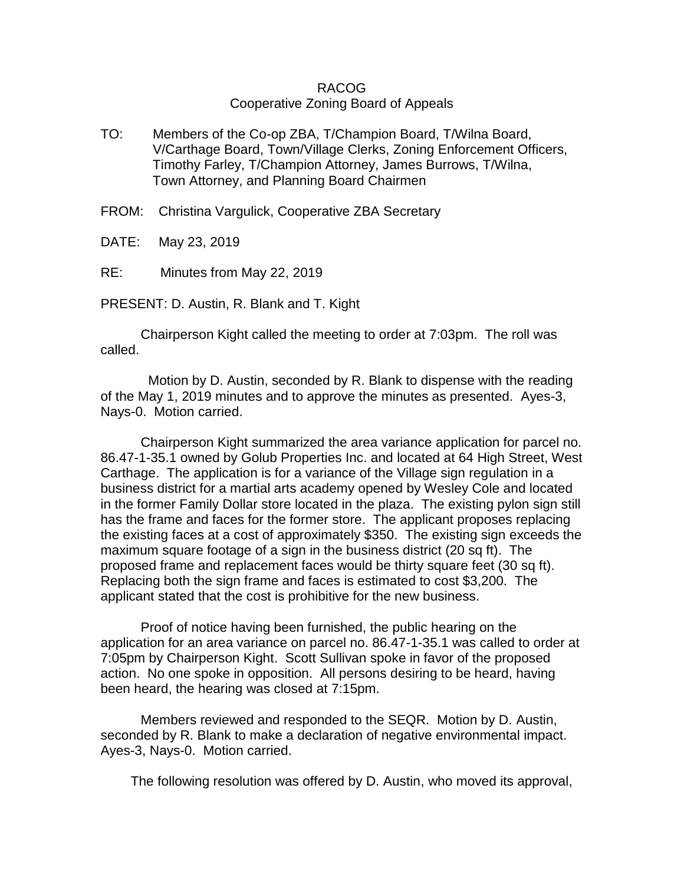RACOG
Cooperative Zoning Board of Appeals

TO: Members of the Co-op ZBA, T/Champion Board, T/Wilna Board, V/Carthage Board, Town/Village Clerks, Zoning Enforcement Officers, Timothy Farley, T/Champion Attorney, James Burrows, T/Wilna, Town Attorney, and Planning Board Chairmen

FROM: Christina Vargulick, Cooperative ZBA Secretary

DATE: May 23, 2019

RE: Minutes from May 22, 2019

PRESENT: D. Austin, R. Blank and T. Kight

Chairperson Kight called the meeting to order at 7:03pm. The roll was called.

Motion by D. Austin, seconded by R. Blank to dispense with the reading of the May 1, 2019 minutes and to approve the minutes as presented. Ayes-3, Nays-0. Motion carried.

Chairperson Kight summarized the area variance application for parcel no. 86.47-1-35.1 owned by Golub Properties Inc. and located at 64 High Street, West Carthage. The application is for a variance of the Village sign regulation in a business district for a martial arts academy opened by Wesley Cole and located in the former Family Dollar store located in the plaza. The existing pylon sign still has the frame and faces for the former store. The applicant proposes replacing the existing faces at a cost of approximately $350. The existing sign exceeds the maximum square footage of a sign in the business district (20 sq ft). The proposed frame and replacement faces would be thirty square feet (30 sq ft). Replacing both the sign frame and faces is estimated to cost $3,200. The applicant stated that the cost is prohibitive for the new business.

Proof of notice having been furnished, the public hearing on the application for an area variance on parcel no. 86.47-1-35.1 was called to order at 7:05pm by Chairperson Kight. Scott Sullivan spoke in favor of the proposed action. No one spoke in opposition. All persons desiring to be heard, having been heard, the hearing was closed at 7:15pm.

Members reviewed and responded to the SEQR. Motion by D. Austin, seconded by R. Blank to make a declaration of negative environmental impact. Ayes-3, Nays-0. Motion carried.

The following resolution was offered by D. Austin, who moved its approval,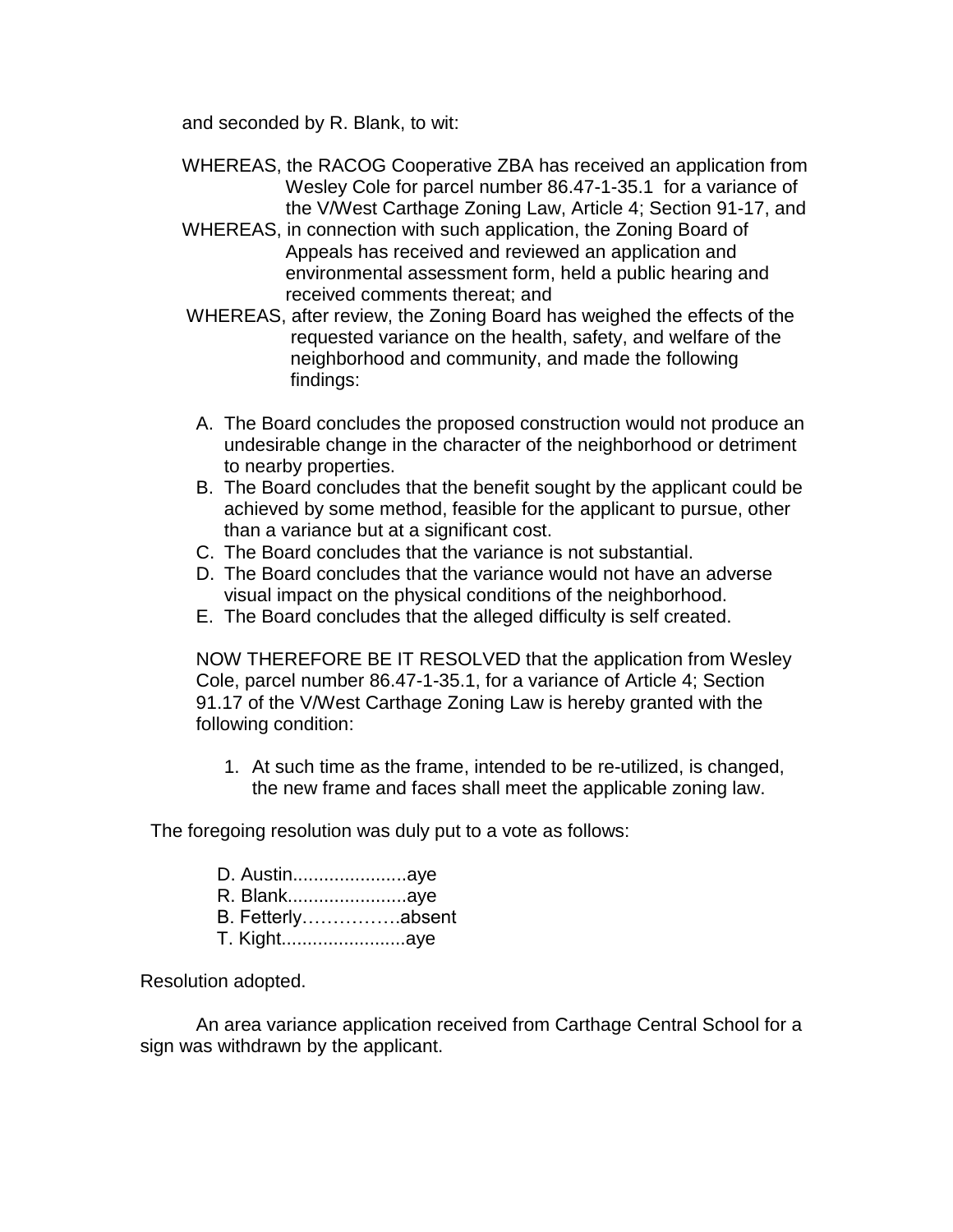and seconded by R. Blank, to wit:

WHEREAS, the RACOG Cooperative ZBA has received an application from Wesley Cole for parcel number 86.47-1-35.1 for a variance of the V/West Carthage Zoning Law, Article 4; Section 91-17, and

WHEREAS, in connection with such application, the Zoning Board of Appeals has received and reviewed an application and environmental assessment form, held a public hearing and received comments thereat; and

WHEREAS, after review, the Zoning Board has weighed the effects of the requested variance on the health, safety, and welfare of the neighborhood and community, and made the following findings:

A. The Board concludes the proposed construction would not produce an undesirable change in the character of the neighborhood or detriment to nearby properties.
B. The Board concludes that the benefit sought by the applicant could be achieved by some method, feasible for the applicant to pursue, other than a variance but at a significant cost.
C. The Board concludes that the variance is not substantial.
D. The Board concludes that the variance would not have an adverse visual impact on the physical conditions of the neighborhood.
E. The Board concludes that the alleged difficulty is self created.

NOW THEREFORE BE IT RESOLVED that the application from Wesley Cole, parcel number 86.47-1-35.1, for a variance of Article 4; Section 91.17 of the V/West Carthage Zoning Law is hereby granted with the following condition:

1. At such time as the frame, intended to be re-utilized, is changed, the new frame and faces shall meet the applicable zoning law.

The foregoing resolution was duly put to a vote as follows:

D. Austin......................aye
R. Blank.......................aye
B. Fetterly…………….absent
T. Kight........................aye

Resolution adopted.

An area variance application received from Carthage Central School for a sign was withdrawn by the applicant.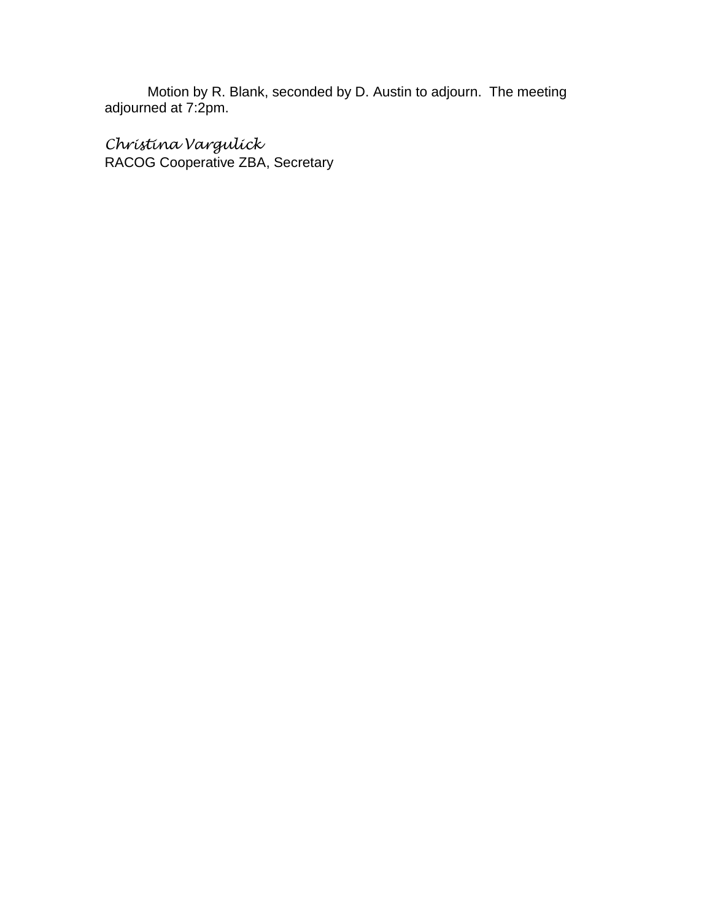Motion by R. Blank, seconded by D. Austin to adjourn. The meeting adjourned at 7:2pm.

*Christina Vargulick*
RACOG Cooperative ZBA, Secretary